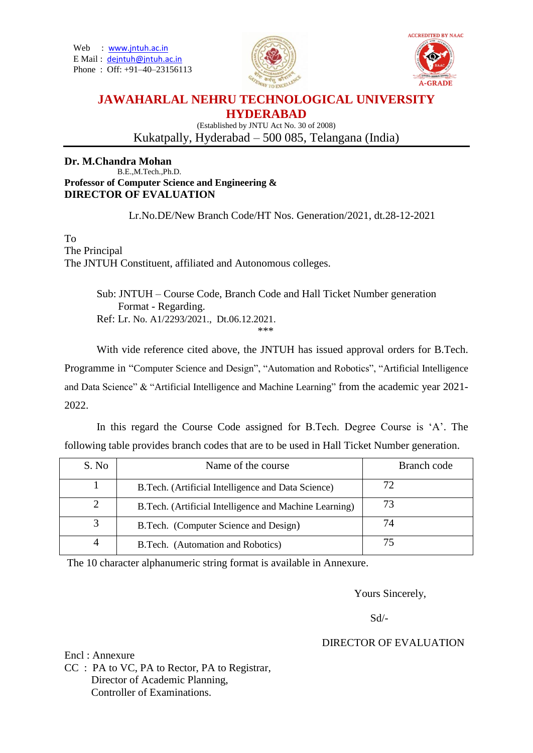Web : www.jntuh.ac.in
E Mail : dejntuh@jntuh.ac.in
Phone : Off: +91–40–23156113

ACCREDITED BY NAAC
A-GRADE

# JAWAHARLAL NEHRU TECHNOLOGICAL UNIVERSITY HYDERABAD

(Established by JNTU Act No. 30 of 2008)

Kukatpally, Hyderabad – 500 085, Telangana (India)

---

**Dr. M.Chandra Mohan**
B.E.,M.Tech.,Ph.D.
**Professor of Computer Science and Engineering &**
**DIRECTOR OF EVALUATION**

Lr.No.DE/New Branch Code/HT Nos. Generation/2021, dt.28-12-2021

To
The Principal
The JNTUH Constituent, affiliated and Autonomous colleges.

Sub: JNTUH – Course Code, Branch Code and Hall Ticket Number generation Format - Regarding.
Ref: Lr. No. A1/2293/2021., Dt.06.12.2021.

***

With vide reference cited above, the JNTUH has issued approval orders for B.Tech. Programme in "Computer Science and Design", "Automation and Robotics", "Artificial Intelligence and Data Science" & "Artificial Intelligence and Machine Learning" from the academic year 2021-2022.

In this regard the Course Code assigned for B.Tech. Degree Course is 'A'. The following table provides branch codes that are to be used in Hall Ticket Number generation.

| S. No | Name of the course | Branch code |
|---|---|---|
| 1 | B.Tech. (Artificial Intelligence and Data Science) | 72 |
| 2 | B.Tech. (Artificial Intelligence and Machine Learning) | 73 |
| 3 | B.Tech. (Computer Science and Design) | 74 |
| 4 | B.Tech. (Automation and Robotics) | 75 |

The 10 character alphanumeric string format is available in Annexure.

Yours Sincerely,

Sd/-

DIRECTOR OF EVALUATION

Encl : Annexure
CC : PA to VC, PA to Rector, PA to Registrar,
Director of Academic Planning,
Controller of Examinations.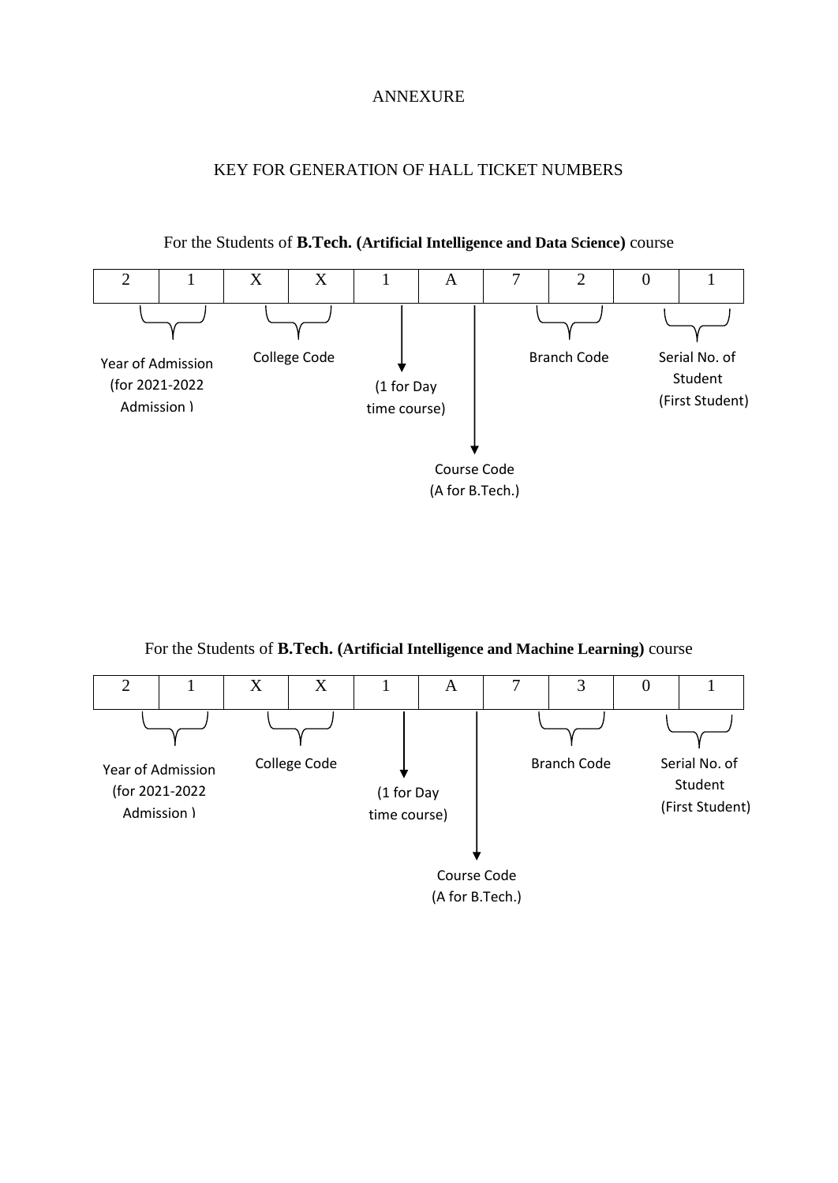ANNEXURE

## KEY FOR GENERATION OF HALL TICKET NUMBERS

For the Students of **B.Tech. (Artificial Intelligence and Data Science)** course

| 2 | 1 | X | X | 1 | A | 7 | 2 | 0 | 1 |
|---|---|---|---|---|---|---|---|---|---|

- **2 1** – Year of Admission (for 2021-2022 Admission )
- **X X** – College Code
- **1** – (1 for Day time course)
- **A** – Course Code (A for B.Tech.)
- **7 2** – Branch Code
- **0 1** – Serial No. of Student (First Student)

For the Students of **B.Tech. (Artificial Intelligence and Machine Learning)** course

| 2 | 1 | X | X | 1 | A | 7 | 3 | 0 | 1 |
|---|---|---|---|---|---|---|---|---|---|

- **2 1** – Year of Admission (for 2021-2022 Admission )
- **X X** – College Code
- **1** – (1 for Day time course)
- **A** – Course Code (A for B.Tech.)
- **7 3** – Branch Code
- **0 1** – Serial No. of Student (First Student)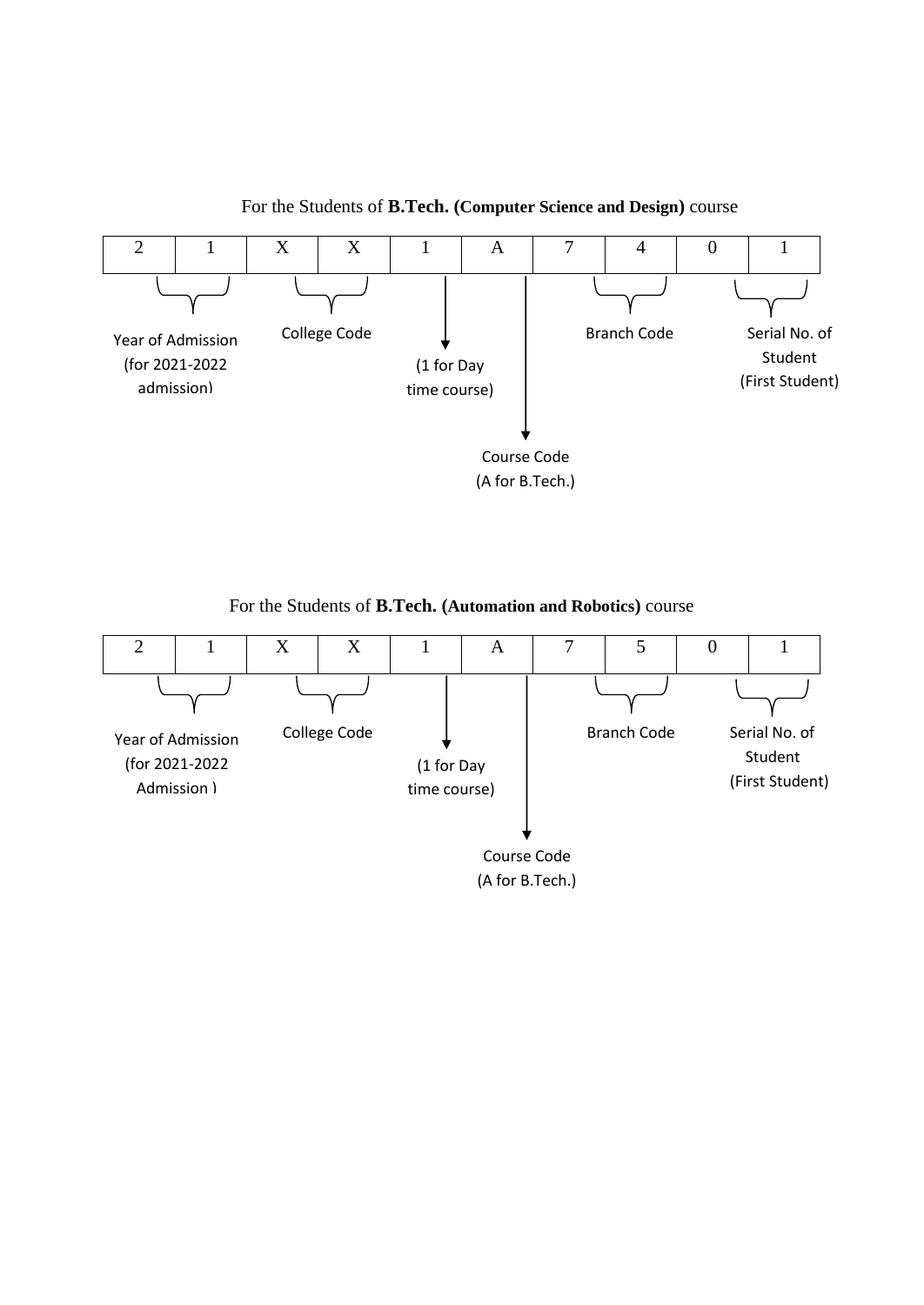For the Students of **B.Tech. (Computer Science and Design)** course

| | | | | | | | | | |
|---|---|---|---|---|---|---|---|---|---|
| 2 | 1 | X | X | 1 | A | 7 | 4 | 0 | 1 |

Year of Admission (for 2021-2022 admission)

College Code

(1 for Day time course)

Course Code (A for B.Tech.)

Branch Code

Serial No. of Student (First Student)

For the Students of **B.Tech. (Automation and Robotics)** course

| | | | | | | | | | |
|---|---|---|---|---|---|---|---|---|---|
| 2 | 1 | X | X | 1 | A | 7 | 5 | 0 | 1 |

Year of Admission (for 2021-2022 Admission )

College Code

(1 for Day time course)

Course Code (A for B.Tech.)

Branch Code

Serial No. of Student (First Student)